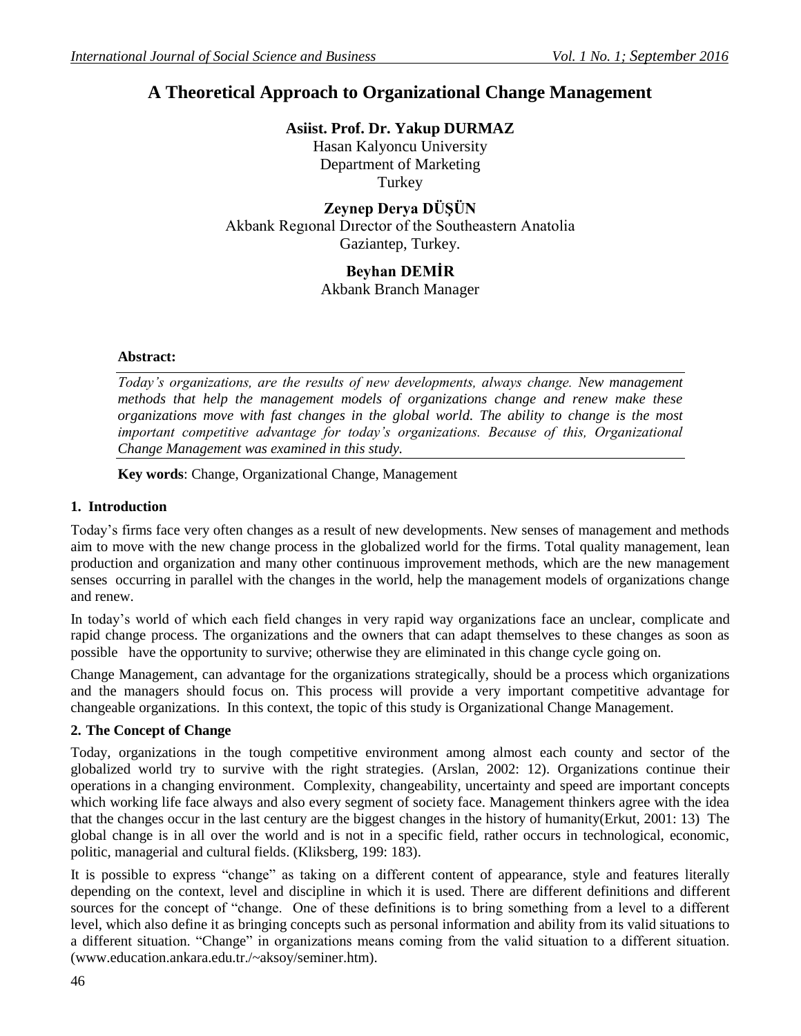# A Theoretical Approach to Organizational Change Management

**Asiist. Prof. Dr. Yakup DURMAZ**
Hasan Kalyoncu University
Department of Marketing
Turkey

**Zeynep Derya DÜŞÜN**
Akbank Regıonal Dırector of the Southeastern Anatolia
Gaziantep, Turkey.

**Beyhan DEMİR**
Akbank Branch Manager

**Abstract:**

*Today's organizations, are the results of new developments, always change. New management methods that help the management models of organizations change and renew make these organizations move with fast changes in the global world. The ability to change is the most important competitive advantage for today's organizations. Because of this, Organizational Change Management was examined in this study.*

**Key words**: Change, Organizational Change, Management

## 1. Introduction

Today's firms face very often changes as a result of new developments. New senses of management and methods aim to move with the new change process in the globalized world for the firms. Total quality management, lean production and organization and many other continuous improvement methods, which are the new management senses occurring in parallel with the changes in the world, help the management models of organizations change and renew.

In today's world of which each field changes in very rapid way organizations face an unclear, complicate and rapid change process. The organizations and the owners that can adapt themselves to these changes as soon as possible have the opportunity to survive; otherwise they are eliminated in this change cycle going on.

Change Management, can advantage for the organizations strategically, should be a process which organizations and the managers should focus on. This process will provide a very important competitive advantage for changeable organizations. In this context, the topic of this study is Organizational Change Management.

## 2. The Concept of Change

Today, organizations in the tough competitive environment among almost each county and sector of the globalized world try to survive with the right strategies. (Arslan, 2002: 12). Organizations continue their operations in a changing environment. Complexity, changeability, uncertainty and speed are important concepts which working life face always and also every segment of society face. Management thinkers agree with the idea that the changes occur in the last century are the biggest changes in the history of humanity(Erkut, 2001: 13) The global change is in all over the world and is not in a specific field, rather occurs in technological, economic, politic, managerial and cultural fields. (Kliksberg, 199: 183).

It is possible to express "change" as taking on a different content of appearance, style and features literally depending on the context, level and discipline in which it is used. There are different definitions and different sources for the concept of "change. One of these definitions is to bring something from a level to a different level, which also define it as bringing concepts such as personal information and ability from its valid situations to a different situation. "Change" in organizations means coming from the valid situation to a different situation. (www.education.ankara.edu.tr./~aksoy/seminer.htm).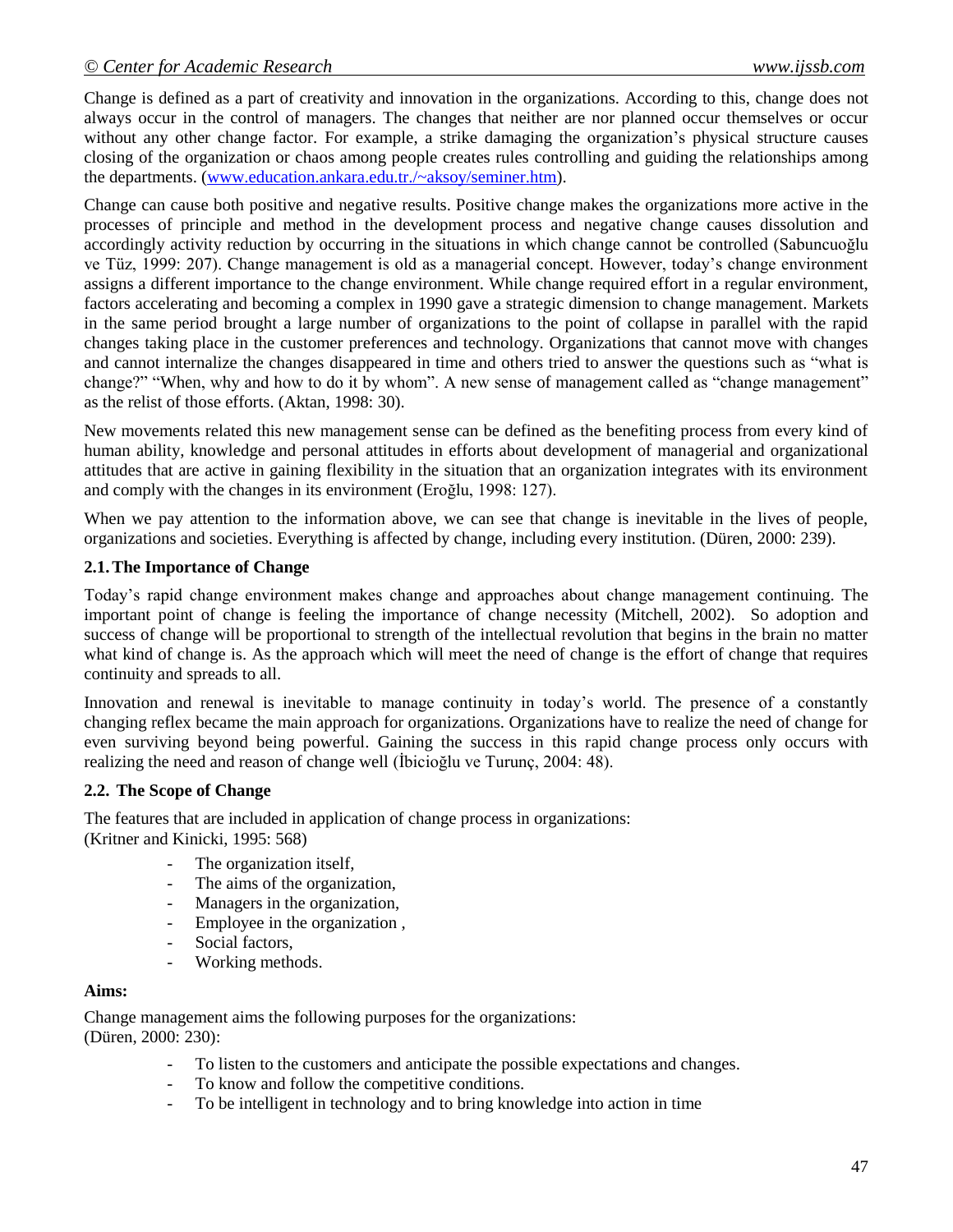Change is defined as a part of creativity and innovation in the organizations. According to this, change does not always occur in the control of managers. The changes that neither are nor planned occur themselves or occur without any other change factor. For example, a strike damaging the organization's physical structure causes closing of the organization or chaos among people creates rules controlling and guiding the relationships among the departments. (www.education.ankara.edu.tr./~aksoy/seminer.htm).

Change can cause both positive and negative results. Positive change makes the organizations more active in the processes of principle and method in the development process and negative change causes dissolution and accordingly activity reduction by occurring in the situations in which change cannot be controlled (Sabuncuoğlu ve Tüz, 1999: 207). Change management is old as a managerial concept. However, today's change environment assigns a different importance to the change environment. While change required effort in a regular environment, factors accelerating and becoming a complex in 1990 gave a strategic dimension to change management. Markets in the same period brought a large number of organizations to the point of collapse in parallel with the rapid changes taking place in the customer preferences and technology. Organizations that cannot move with changes and cannot internalize the changes disappeared in time and others tried to answer the questions such as "what is change?" "When, why and how to do it by whom". A new sense of management called as "change management" as the relist of those efforts. (Aktan, 1998: 30).

New movements related this new management sense can be defined as the benefiting process from every kind of human ability, knowledge and personal attitudes in efforts about development of managerial and organizational attitudes that are active in gaining flexibility in the situation that an organization integrates with its environment and comply with the changes in its environment (Eroğlu, 1998: 127).

When we pay attention to the information above, we can see that change is inevitable in the lives of people, organizations and societies. Everything is affected by change, including every institution. (Düren, 2000: 239).

### 2.1. The Importance of Change

Today's rapid change environment makes change and approaches about change management continuing. The important point of change is feeling the importance of change necessity (Mitchell, 2002). So adoption and success of change will be proportional to strength of the intellectual revolution that begins in the brain no matter what kind of change is. As the approach which will meet the need of change is the effort of change that requires continuity and spreads to all.

Innovation and renewal is inevitable to manage continuity in today's world. The presence of a constantly changing reflex became the main approach for organizations. Organizations have to realize the need of change for even surviving beyond being powerful. Gaining the success in this rapid change process only occurs with realizing the need and reason of change well (İbicioğlu ve Turunç, 2004: 48).

### 2.2. The Scope of Change

The features that are included in application of change process in organizations:
(Kritner and Kinicki, 1995: 568)

- The organization itself,
- The aims of the organization,
- Managers in the organization,
- Employee in the organization ,
- Social factors,
- Working methods.

**Aims:**

Change management aims the following purposes for the organizations:
(Düren, 2000: 230):

- To listen to the customers and anticipate the possible expectations and changes.
- To know and follow the competitive conditions.
- To be intelligent in technology and to bring knowledge into action in time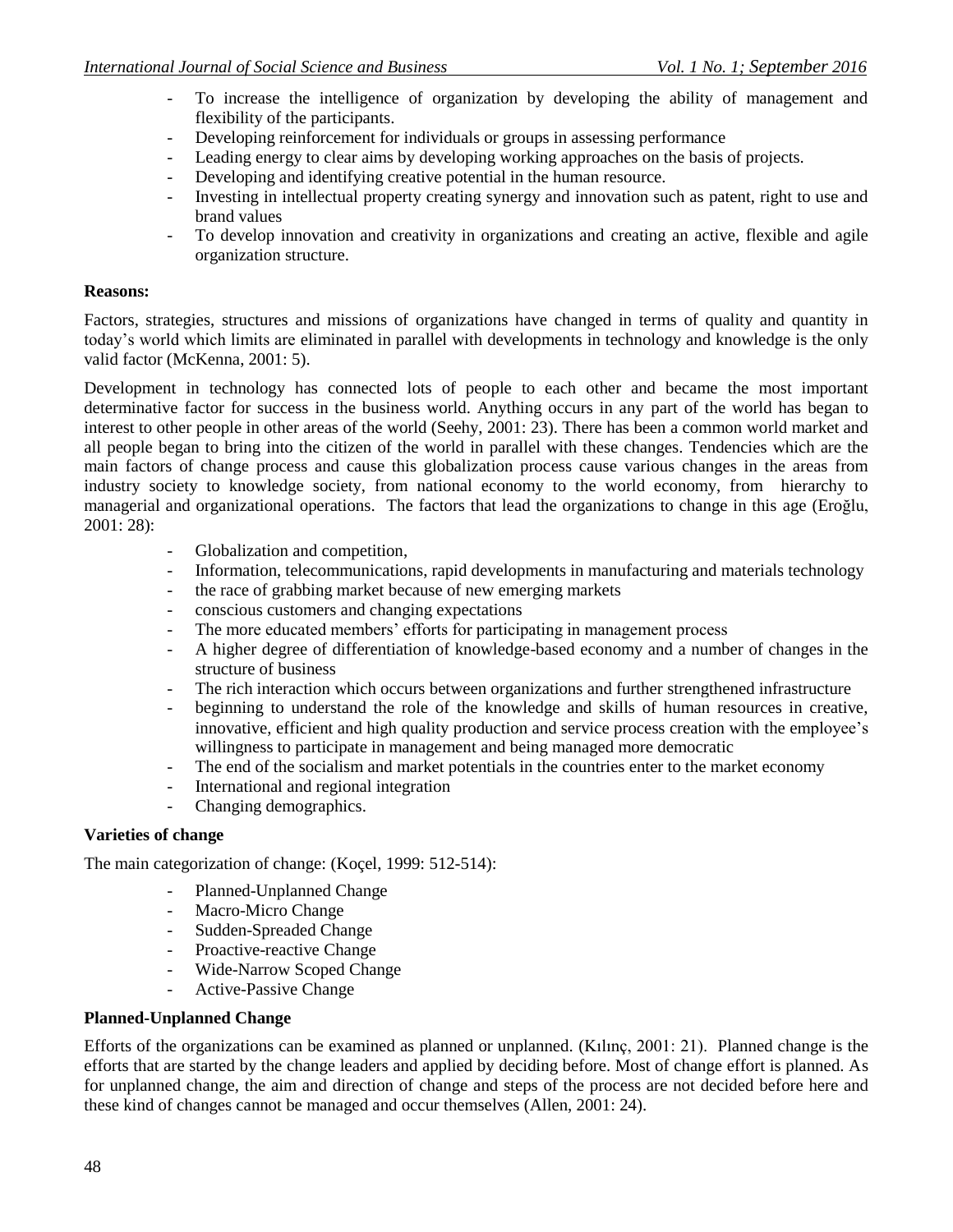- To increase the intelligence of organization by developing the ability of management and flexibility of the participants.
- Developing reinforcement for individuals or groups in assessing performance
- Leading energy to clear aims by developing working approaches on the basis of projects.
- Developing and identifying creative potential in the human resource.
- Investing in intellectual property creating synergy and innovation such as patent, right to use and brand values
- To develop innovation and creativity in organizations and creating an active, flexible and agile organization structure.

**Reasons:**

Factors, strategies, structures and missions of organizations have changed in terms of quality and quantity in today's world which limits are eliminated in parallel with developments in technology and knowledge is the only valid factor (McKenna, 2001: 5).

Development in technology has connected lots of people to each other and became the most important determinative factor for success in the business world. Anything occurs in any part of the world has began to interest to other people in other areas of the world (Seehy, 2001: 23). There has been a common world market and all people began to bring into the citizen of the world in parallel with these changes. Tendencies which are the main factors of change process and cause this globalization process cause various changes in the areas from industry society to knowledge society, from national economy to the world economy, from hierarchy to managerial and organizational operations. The factors that lead the organizations to change in this age (Eroğlu, 2001: 28):

- Globalization and competition,
- Information, telecommunications, rapid developments in manufacturing and materials technology
- the race of grabbing market because of new emerging markets
- conscious customers and changing expectations
- The more educated members' efforts for participating in management process
- A higher degree of differentiation of knowledge-based economy and a number of changes in the structure of business
- The rich interaction which occurs between organizations and further strengthened infrastructure
- beginning to understand the role of the knowledge and skills of human resources in creative, innovative, efficient and high quality production and service process creation with the employee's willingness to participate in management and being managed more democratic
- The end of the socialism and market potentials in the countries enter to the market economy
- International and regional integration
- Changing demographics.

**Varieties of change**

The main categorization of change: (Koçel, 1999: 512-514):

- Planned-Unplanned Change
- Macro-Micro Change
- Sudden-Spreaded Change
- Proactive-reactive Change
- Wide-Narrow Scoped Change
- Active-Passive Change

**Planned-Unplanned Change**

Efforts of the organizations can be examined as planned or unplanned. (Kılınç, 2001: 21). Planned change is the efforts that are started by the change leaders and applied by deciding before. Most of change effort is planned. As for unplanned change, the aim and direction of change and steps of the process are not decided before here and these kind of changes cannot be managed and occur themselves (Allen, 2001: 24).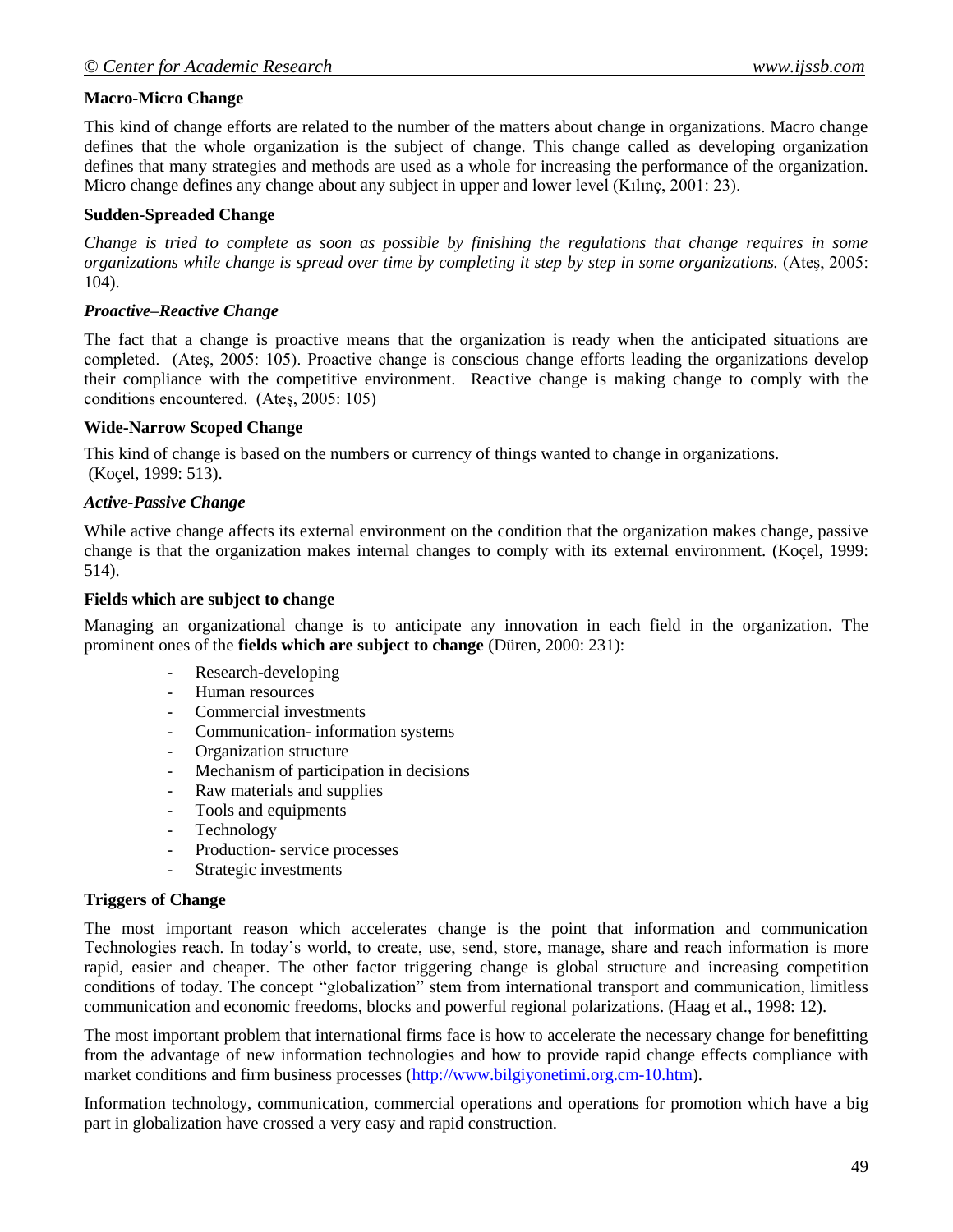**Macro-Micro Change**

This kind of change efforts are related to the number of the matters about change in organizations. Macro change defines that the whole organization is the subject of change. This change called as developing organization defines that many strategies and methods are used as a whole for increasing the performance of the organization. Micro change defines any change about any subject in upper and lower level (Kılınç, 2001: 23).

**Sudden-Spreaded Change**

*Change is tried to complete as soon as possible by finishing the regulations that change requires in some organizations while change is spread over time by completing it step by step in some organizations.* (Ateş, 2005: 104).

***Proactive–Reactive Change***

The fact that a change is proactive means that the organization is ready when the anticipated situations are completed. (Ateş, 2005: 105). Proactive change is conscious change efforts leading the organizations develop their compliance with the competitive environment. Reactive change is making change to comply with the conditions encountered. (Ateş, 2005: 105)

**Wide-Narrow Scoped Change**

This kind of change is based on the numbers or currency of things wanted to change in organizations. (Koçel, 1999: 513).

***Active-Passive Change***

While active change affects its external environment on the condition that the organization makes change, passive change is that the organization makes internal changes to comply with its external environment. (Koçel, 1999: 514).

**Fields which are subject to change**

Managing an organizational change is to anticipate any innovation in each field in the organization. The prominent ones of the **fields which are subject to change** (Düren, 2000: 231):

- Research-developing
- Human resources
- Commercial investments
- Communication- information systems
- Organization structure
- Mechanism of participation in decisions
- Raw materials and supplies
- Tools and equipments
- Technology
- Production- service processes
- Strategic investments

**Triggers of Change**

The most important reason which accelerates change is the point that information and communication Technologies reach. In today's world, to create, use, send, store, manage, share and reach information is more rapid, easier and cheaper. The other factor triggering change is global structure and increasing competition conditions of today. The concept "globalization" stem from international transport and communication, limitless communication and economic freedoms, blocks and powerful regional polarizations. (Haag et al., 1998: 12).

The most important problem that international firms face is how to accelerate the necessary change for benefitting from the advantage of new information technologies and how to provide rapid change effects compliance with market conditions and firm business processes (http://www.bilgiyonetimi.org.cm-10.htm).

Information technology, communication, commercial operations and operations for promotion which have a big part in globalization have crossed a very easy and rapid construction.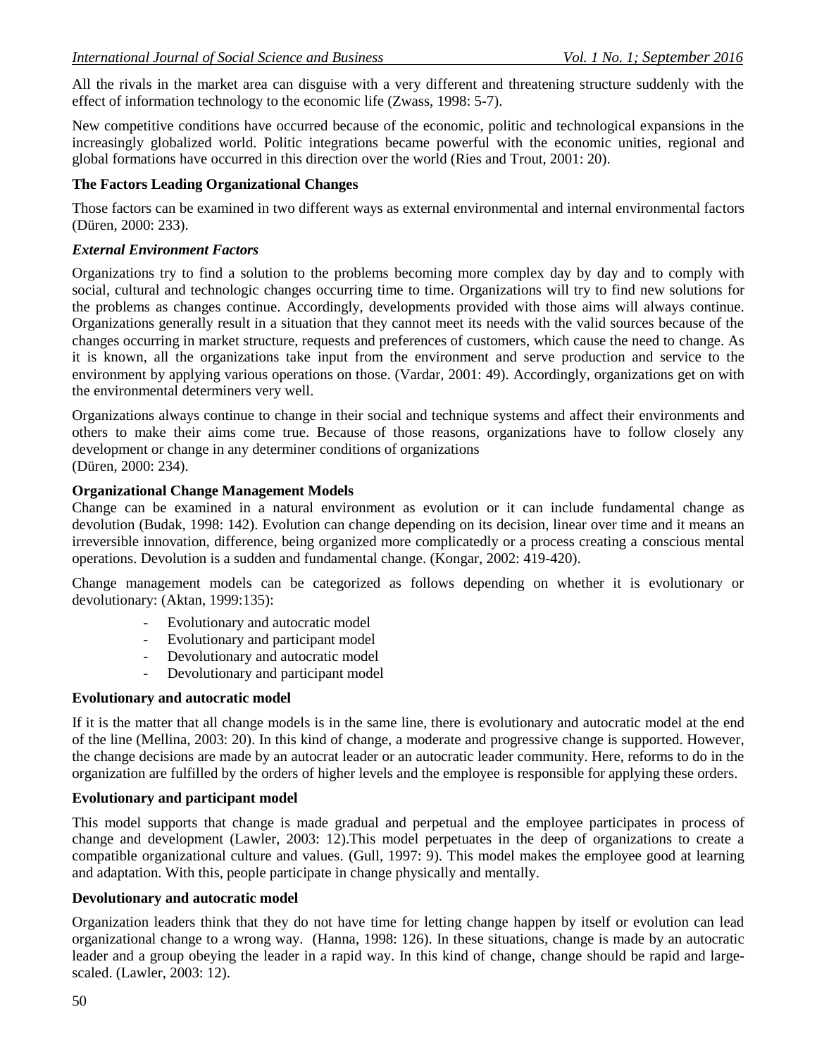All the rivals in the market area can disguise with a very different and threatening structure suddenly with the effect of information technology to the economic life (Zwass, 1998: 5-7).

New competitive conditions have occurred because of the economic, politic and technological expansions in the increasingly globalized world. Politic integrations became powerful with the economic unities, regional and global formations have occurred in this direction over the world (Ries and Trout, 2001: 20).

**The Factors Leading Organizational Changes**

Those factors can be examined in two different ways as external environmental and internal environmental factors (Düren, 2000: 233).

***External Environment Factors***

Organizations try to find a solution to the problems becoming more complex day by day and to comply with social, cultural and technologic changes occurring time to time. Organizations will try to find new solutions for the problems as changes continue. Accordingly, developments provided with those aims will always continue. Organizations generally result in a situation that they cannot meet its needs with the valid sources because of the changes occurring in market structure, requests and preferences of customers, which cause the need to change. As it is known, all the organizations take input from the environment and serve production and service to the environment by applying various operations on those. (Vardar, 2001: 49). Accordingly, organizations get on with the environmental determiners very well.

Organizations always continue to change in their social and technique systems and affect their environments and others to make their aims come true. Because of those reasons, organizations have to follow closely any development or change in any determiner conditions of organizations
(Düren, 2000: 234).

**Organizational Change Management Models**

Change can be examined in a natural environment as evolution or it can include fundamental change as devolution (Budak, 1998: 142). Evolution can change depending on its decision, linear over time and it means an irreversible innovation, difference, being organized more complicatedly or a process creating a conscious mental operations. Devolution is a sudden and fundamental change. (Kongar, 2002: 419-420).

Change management models can be categorized as follows depending on whether it is evolutionary or devolutionary: (Aktan, 1999:135):

- Evolutionary and autocratic model
- Evolutionary and participant model
- Devolutionary and autocratic model
- Devolutionary and participant model

**Evolutionary and autocratic model**

If it is the matter that all change models is in the same line, there is evolutionary and autocratic model at the end of the line (Mellina, 2003: 20). In this kind of change, a moderate and progressive change is supported. However, the change decisions are made by an autocrat leader or an autocratic leader community. Here, reforms to do in the organization are fulfilled by the orders of higher levels and the employee is responsible for applying these orders.

**Evolutionary and participant model**

This model supports that change is made gradual and perpetual and the employee participates in process of change and development (Lawler, 2003: 12).This model perpetuates in the deep of organizations to create a compatible organizational culture and values. (Gull, 1997: 9). This model makes the employee good at learning and adaptation. With this, people participate in change physically and mentally.

**Devolutionary and autocratic model**

Organization leaders think that they do not have time for letting change happen by itself or evolution can lead organizational change to a wrong way. (Hanna, 1998: 126). In these situations, change is made by an autocratic leader and a group obeying the leader in a rapid way. In this kind of change, change should be rapid and large-scaled. (Lawler, 2003: 12).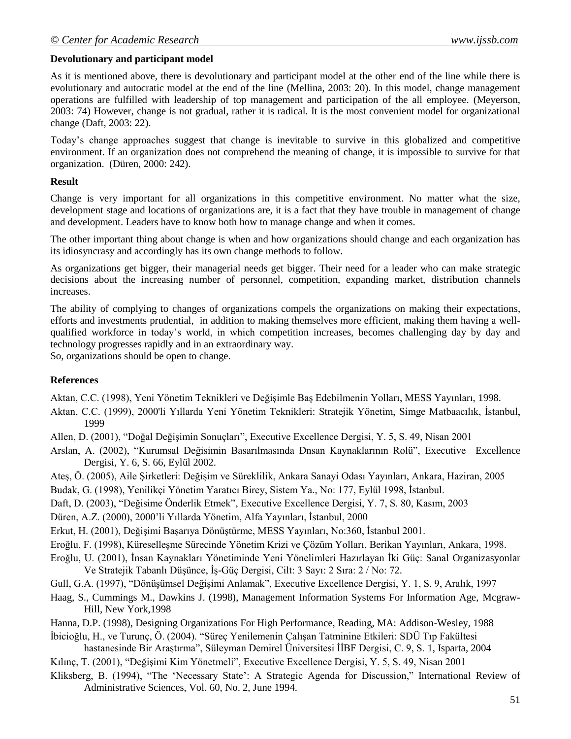**Devolutionary and participant model**

As it is mentioned above, there is devolutionary and participant model at the other end of the line while there is evolutionary and autocratic model at the end of the line (Mellina, 2003: 20). In this model, change management operations are fulfilled with leadership of top management and participation of the all employee. (Meyerson, 2003: 74) However, change is not gradual, rather it is radical. It is the most convenient model for organizational change (Daft, 2003: 22).

Today's change approaches suggest that change is inevitable to survive in this globalized and competitive environment. If an organization does not comprehend the meaning of change, it is impossible to survive for that organization. (Düren, 2000: 242).

**Result**

Change is very important for all organizations in this competitive environment. No matter what the size, development stage and locations of organizations are, it is a fact that they have trouble in management of change and development. Leaders have to know both how to manage change and when it comes.

The other important thing about change is when and how organizations should change and each organization has its idiosyncrasy and accordingly has its own change methods to follow.

As organizations get bigger, their managerial needs get bigger. Their need for a leader who can make strategic decisions about the increasing number of personnel, competition, expanding market, distribution channels increases.

The ability of complying to changes of organizations compels the organizations on making their expectations, efforts and investments prudential, in addition to making themselves more efficient, making them having a well-qualified workforce in today's world, in which competition increases, becomes challenging day by day and technology progresses rapidly and in an extraordinary way.
So, organizations should be open to change.

**References**

Aktan, C.C. (1998), Yeni Yönetim Teknikleri ve Değişimle Baş Edebilmenin Yolları, MESS Yayınları, 1998.

Aktan, C.C. (1999), 2000'li Yıllarda Yeni Yönetim Teknikleri: Stratejik Yönetim, Simge Matbaacılık, İstanbul, 1999

Allen, D. (2001), "Doğal Değişimin Sonuçları", Executive Excellence Dergisi, Y. 5, S. 49, Nisan 2001

Arslan, A. (2002), "Kurumsal Değisimin Basarılmasında Đnsan Kaynaklarının Rolü", Executive Excellence Dergisi, Y. 6, S. 66, Eylül 2002.

Ateş, Ö. (2005), Aile Şirketleri: Değişim ve Süreklilik, Ankara Sanayi Odası Yayınları, Ankara, Haziran, 2005

Budak, G. (1998), Yenilikçi Yönetim Yaratıcı Birey, Sistem Ya., No: 177, Eylül 1998, İstanbul.

Daft, D. (2003), "Değisime Önderlik Etmek", Executive Excellence Dergisi, Y. 7, S. 80, Kasım, 2003

Düren, A.Z. (2000), 2000'li Yıllarda Yönetim, Alfa Yayınları, İstanbul, 2000

Erkut, H. (2001), Değişimi Başarıya Dönüştürme, MESS Yayınları, No:360, İstanbul 2001.

Eroğlu, F. (1998), Küreselleşme Sürecinde Yönetim Krizi ve Çözüm Yolları, Berikan Yayınları, Ankara, 1998.

Eroğlu, U. (2001), İnsan Kaynakları Yönetiminde Yeni Yönelimleri Hazırlayan İki Güç: Sanal Organizasyonlar Ve Stratejik Tabanlı Düşünce, İş-Güç Dergisi, Cilt: 3 Sayı: 2 Sıra: 2 / No: 72.

Gull, G.A. (1997), "Dönüşümsel Değişimi Anlamak", Executive Excellence Dergisi, Y. 1, S. 9, Aralık, 1997

Haag, S., Cummings M., Dawkins J. (1998), Management Information Systems For Information Age, Mcgraw-Hill, New York,1998

Hanna, D.P. (1998), Designing Organizations For High Performance, Reading, MA: Addison-Wesley, 1988

İbicioğlu, H., ve Turunç, Ö. (2004). "Süreç Yenilemenin Çalışan Tatminine Etkileri: SDÜ Tıp Fakültesi hastanesinde Bir Araştırma", Süleyman Demirel Üniversitesi İİBF Dergisi, C. 9, S. 1, Isparta, 2004

Kılınç, T. (2001), "Değişimi Kim Yönetmeli", Executive Excellence Dergisi, Y. 5, S. 49, Nisan 2001

Kliksberg, B. (1994), "The 'Necessary State': A Strategic Agenda for Discussion," International Review of Administrative Sciences, Vol. 60, No. 2, June 1994.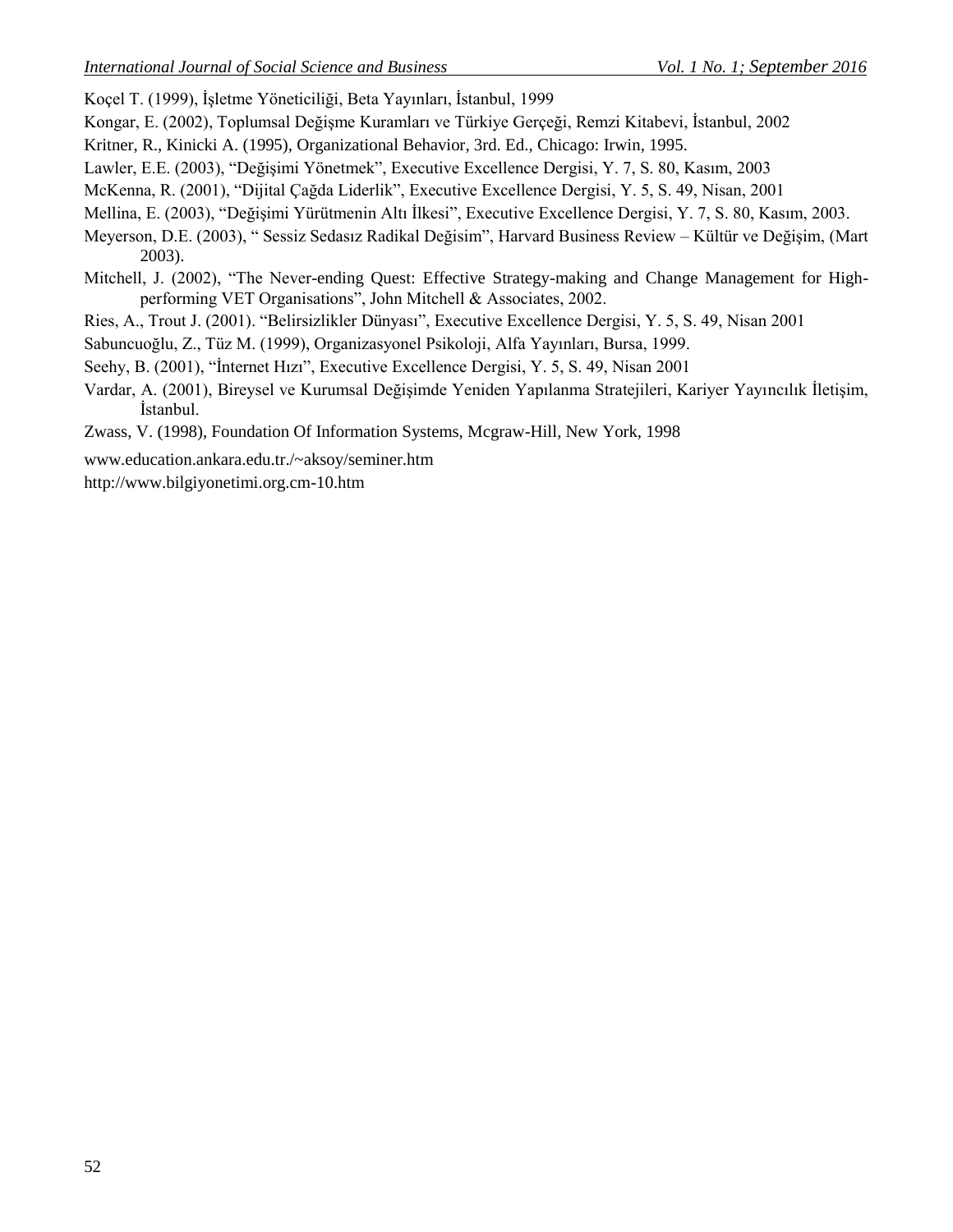Koçel T. (1999), İşletme Yöneticiliği, Beta Yayınları, İstanbul, 1999

Kongar, E. (2002), Toplumsal Değişme Kuramları ve Türkiye Gerçeği, Remzi Kitabevi, İstanbul, 2002

Kritner, R., Kinicki A. (1995), Organizational Behavior, 3rd. Ed., Chicago: Irwin, 1995.

Lawler, E.E. (2003), "Değişimi Yönetmek", Executive Excellence Dergisi, Y. 7, S. 80, Kasım, 2003

McKenna, R. (2001), "Dijital Çağda Liderlik", Executive Excellence Dergisi, Y. 5, S. 49, Nisan, 2001

Mellina, E. (2003), "Değişimi Yürütmenin Altı İlkesi", Executive Excellence Dergisi, Y. 7, S. 80, Kasım, 2003.

Meyerson, D.E. (2003), " Sessiz Sedasız Radikal Değisim", Harvard Business Review – Kültür ve Değişim, (Mart 2003).

Mitchell, J. (2002), "The Never-ending Quest: Effective Strategy-making and Change Management for High-performing VET Organisations", John Mitchell & Associates, 2002.

Ries, A., Trout J. (2001). "Belirsizlikler Dünyası", Executive Excellence Dergisi, Y. 5, S. 49, Nisan 2001

Sabuncuoğlu, Z., Tüz M. (1999), Organizasyonel Psikoloji, Alfa Yayınları, Bursa, 1999.

Seehy, B. (2001), "İnternet Hızı", Executive Excellence Dergisi, Y. 5, S. 49, Nisan 2001

Vardar, A. (2001), Bireysel ve Kurumsal Değişimde Yeniden Yapılanma Stratejileri, Kariyer Yayıncılık İletişim, İstanbul.

Zwass, V. (1998), Foundation Of Information Systems, Mcgraw-Hill, New York, 1998

www.education.ankara.edu.tr./~aksoy/seminer.htm

http://www.bilgiyonetimi.org.cm-10.htm